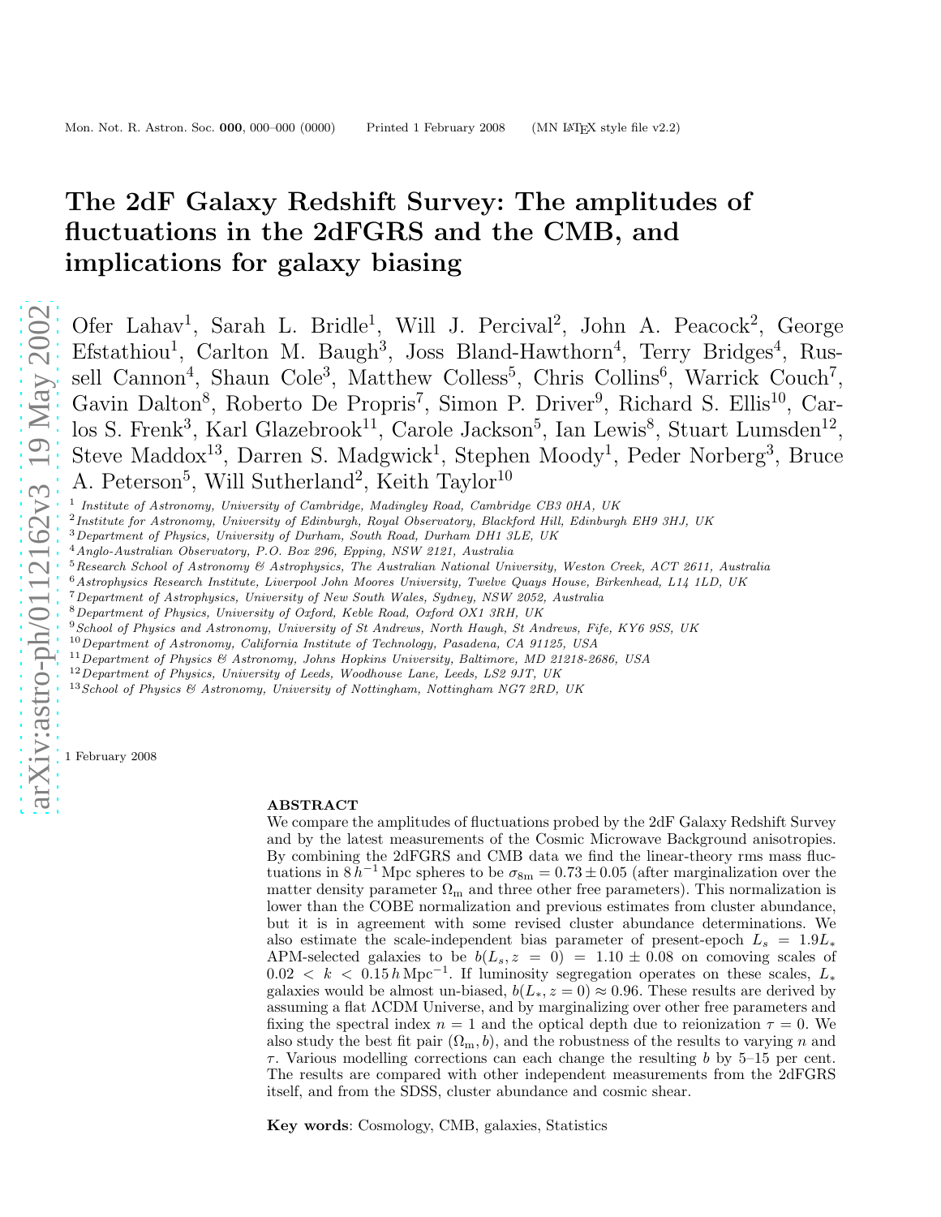# The 2dF Galaxy Redshift Survey: The amplitudes of fluctuations in the 2dFGRS and the CMB, and implications for galaxy biasing

Ofer Lahav[1], Sarah L. Bridle[1], Will J. Percival[2], John A. Peacock[2], George Efstathiou[1], Carlton M. Baugh[3], Joss Bland-Hawthorn[4], Terry Bridges[4], Russell Cannon[4], Shaun Cole[3], Matthew Colless[5], Chris Collins[6], Warrick Couch[7], Gavin Dalton[8], Roberto De Propris[7], Simon P. Driver[9], Richard S. Ellis[10], Carlos S. Frenk[3], Karl Glazebrook[11], Carole Jackson[5], Ian Lewis[8], Stuart Lumsden[12], Steve Maddox[13], Darren S. Madgwick[1], Stephen Moody[1], Peder Norberg[3], Bruce A. Peterson[5], Will Sutherland[2], Keith Taylor[10]

[1] *Institute of Astronomy, University of Cambridge, Madingley Road, Cambridge CB3 0HA, UK*
[2] *Institute for Astronomy, University of Edinburgh, Royal Observatory, Blackford Hill, Edinburgh EH9 3HJ, UK*
[3] *Department of Physics, University of Durham, South Road, Durham DH1 3LE, UK*
[4] *Anglo-Australian Observatory, P.O. Box 296, Epping, NSW 2121, Australia*
[5] *Research School of Astronomy & Astrophysics, The Australian National University, Weston Creek, ACT 2611, Australia*
[6] *Astrophysics Research Institute, Liverpool John Moores University, Twelve Quays House, Birkenhead, L14 1LD, UK*
[7] *Department of Astrophysics, University of New South Wales, Sydney, NSW 2052, Australia*
[8] *Department of Physics, University of Oxford, Keble Road, Oxford OX1 3RH, UK*
[9] *School of Physics and Astronomy, University of St Andrews, North Haugh, St Andrews, Fife, KY6 9SS, UK*
[10] *Department of Astronomy, California Institute of Technology, Pasadena, CA 91125, USA*
[11] *Department of Physics & Astronomy, Johns Hopkins University, Baltimore, MD 21218-2686, USA*
[12] *Department of Physics, University of Leeds, Woodhouse Lane, Leeds, LS2 9JT, UK*
[13] *School of Physics & Astronomy, University of Nottingham, Nottingham NG7 2RD, UK*

1 February 2008

## ABSTRACT

We compare the amplitudes of fluctuations probed by the 2dF Galaxy Redshift Survey and by the latest measurements of the Cosmic Microwave Background anisotropies. By combining the 2dFGRS and CMB data we find the linear-theory rms mass fluctuations in $8\,h^{-1}\,\mathrm{Mpc}$ spheres to be $\sigma_{8\mathrm{m}} = 0.73 \pm 0.05$ (after marginalization over the matter density parameter $\Omega_\mathrm{m}$ and three other free parameters). This normalization is lower than the COBE normalization and previous estimates from cluster abundance, but it is in agreement with some revised cluster abundance determinations. We also estimate the scale-independent bias parameter of present-epoch $L_s = 1.9 L_*$ APM-selected galaxies to be $b(L_s, z = 0) = 1.10 \pm 0.08$ on comoving scales of $0.02 < k < 0.15\,h\,\mathrm{Mpc}^{-1}$. If luminosity segregation operates on these scales, $L_*$ galaxies would be almost un-biased, $b(L_*, z = 0) \approx 0.96$. These results are derived by assuming a flat ΛCDM Universe, and by marginalizing over other free parameters and fixing the spectral index $n = 1$ and the optical depth due to reionization $\tau = 0$. We also study the best fit pair $(\Omega_\mathrm{m}, b)$, and the robustness of the results to varying $n$ and $\tau$. Various modelling corrections can each change the resulting $b$ by 5–15 per cent. The results are compared with other independent measurements from the 2dFGRS itself, and from the SDSS, cluster abundance and cosmic shear.

**Key words**: Cosmology, CMB, galaxies, Statistics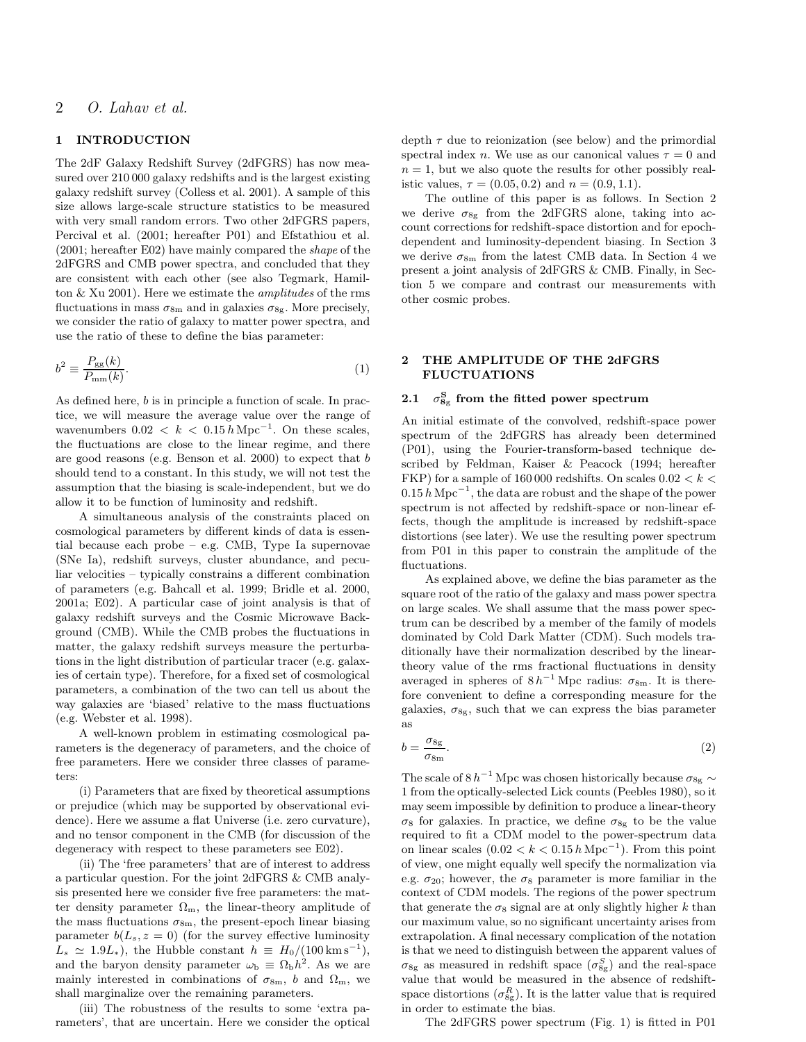## 1 INTRODUCTION

The 2dF Galaxy Redshift Survey (2dFGRS) has now measured over 210 000 galaxy redshifts and is the largest existing galaxy redshift survey (Colless et al. 2001). A sample of this size allows large-scale structure statistics to be measured with very small random errors. Two other 2dFGRS papers, Percival et al. (2001; hereafter P01) and Efstathiou et al. (2001; hereafter E02) have mainly compared the *shape* of the 2dFGRS and CMB power spectra, and concluded that they are consistent with each other (see also Tegmark, Hamilton & Xu 2001). Here we estimate the *amplitudes* of the rms fluctuations in mass $\sigma_{8\mathrm{m}}$ and in galaxies $\sigma_{8\mathrm{g}}$. More precisely, we consider the ratio of galaxy to matter power spectra, and use the ratio of these to define the bias parameter:

$$b^2 \equiv \frac{P_{\mathrm{gg}}(k)}{P_{\mathrm{mm}}(k)}. \tag{1}$$

As defined here, $b$ is in principle a function of scale. In practice, we will measure the average value over the range of wavenumbers $0.02 < k < 0.15\,h\,\mathrm{Mpc}^{-1}$. On these scales, the fluctuations are close to the linear regime, and there are good reasons (e.g. Benson et al. 2000) to expect that $b$ should tend to a constant. In this study, we will not test the assumption that the biasing is scale-independent, but we do allow it to be function of luminosity and redshift.

A simultaneous analysis of the constraints placed on cosmological parameters by different kinds of data is essential because each probe – e.g. CMB, Type Ia supernovae (SNe Ia), redshift surveys, cluster abundance, and peculiar velocities – typically constrains a different combination of parameters (e.g. Bahcall et al. 1999; Bridle et al. 2000, 2001a; E02). A particular case of joint analysis is that of galaxy redshift surveys and the Cosmic Microwave Background (CMB). While the CMB probes the fluctuations in matter, the galaxy redshift surveys measure the perturbations in the light distribution of particular tracer (e.g. galaxies of certain type). Therefore, for a fixed set of cosmological parameters, a combination of the two can tell us about the way galaxies are 'biased' relative to the mass fluctuations (e.g. Webster et al. 1998).

A well-known problem in estimating cosmological parameters is the degeneracy of parameters, and the choice of free parameters. Here we consider three classes of parameters:

(i) Parameters that are fixed by theoretical assumptions or prejudice (which may be supported by observational evidence). Here we assume a flat Universe (i.e. zero curvature), and no tensor component in the CMB (for discussion of the degeneracy with respect to these parameters see E02).

(ii) The 'free parameters' that are of interest to address a particular question. For the joint 2dFGRS & CMB analysis presented here we consider five free parameters: the matter density parameter $\Omega_{\mathrm{m}}$, the linear-theory amplitude of the mass fluctuations $\sigma_{8\mathrm{m}}$, the present-epoch linear biasing parameter $b(L_s, z=0)$ (for the survey effective luminosity $L_s \simeq 1.9 L_*$), the Hubble constant $h \equiv H_0/(100\,\mathrm{km\,s}^{-1})$, and the baryon density parameter $\omega_{\mathrm{b}} \equiv \Omega_{\mathrm{b}} h^2$. As we are mainly interested in combinations of $\sigma_{8\mathrm{m}}$, $b$ and $\Omega_{\mathrm{m}}$, we shall marginalize over the remaining parameters.

(iii) The robustness of the results to some 'extra parameters', that are uncertain. Here we consider the optical depth $\tau$ due to reionization (see below) and the primordial spectral index $n$. We use as our canonical values $\tau = 0$ and $n = 1$, but we also quote the results for other possibly realistic values, $\tau = (0.05, 0.2)$ and $n = (0.9, 1.1)$.

The outline of this paper is as follows. In Section 2 we derive $\sigma_{8\mathrm{g}}$ from the 2dFGRS alone, taking into account corrections for redshift-space distortion and for epoch-dependent and luminosity-dependent biasing. In Section 3 we derive $\sigma_{8\mathrm{m}}$ from the latest CMB data. In Section 4 we present a joint analysis of 2dFGRS & CMB. Finally, in Section 5 we compare and contrast our measurements with other cosmic probes.

## 2 THE AMPLITUDE OF THE 2dFGRS FLUCTUATIONS

### 2.1 $\sigma_{8\mathrm{g}}^{\mathrm{S}}$ from the fitted power spectrum

An initial estimate of the convolved, redshift-space power spectrum of the 2dFGRS has already been determined (P01), using the Fourier-transform-based technique described by Feldman, Kaiser & Peacock (1994; hereafter FKP) for a sample of 160 000 redshifts. On scales $0.02 < k < 0.15\,h\,\mathrm{Mpc}^{-1}$, the data are robust and the shape of the power spectrum is not affected by redshift-space or non-linear effects, though the amplitude is increased by redshift-space distortions (see later). We use the resulting power spectrum from P01 in this paper to constrain the amplitude of the fluctuations.

As explained above, we define the bias parameter as the square root of the ratio of the galaxy and mass power spectra on large scales. We shall assume that the mass power spectrum can be described by a member of the family of models dominated by Cold Dark Matter (CDM). Such models traditionally have their normalization described by the linear-theory value of the rms fractional fluctuations in density averaged in spheres of $8\,h^{-1}\,\mathrm{Mpc}$ radius: $\sigma_{8\mathrm{m}}$. It is therefore convenient to define a corresponding measure for the galaxies, $\sigma_{8\mathrm{g}}$, such that we can express the bias parameter as

$$b = \frac{\sigma_{8\mathrm{g}}}{\sigma_{8\mathrm{m}}}. \tag{2}$$

The scale of $8\,h^{-1}\,\mathrm{Mpc}$ was chosen historically because $\sigma_{8\mathrm{g}} \sim 1$ from the optically-selected Lick counts (Peebles 1980), so it may seem impossible by definition to produce a linear-theory $\sigma_8$ for galaxies. In practice, we define $\sigma_{8\mathrm{g}}$ to be the value required to fit a CDM model to the power-spectrum data on linear scales ($0.02 < k < 0.15\,h\,\mathrm{Mpc}^{-1}$). From this point of view, one might equally well specify the normalization via e.g. $\sigma_{20}$; however, the $\sigma_8$ parameter is more familiar in the context of CDM models. The regions of the power spectrum that generate the $\sigma_8$ signal are at only slightly higher $k$ than our maximum value, so no significant uncertainty arises from extrapolation. A final necessary complication of the notation is that we need to distinguish between the apparent values of $\sigma_{8\mathrm{g}}$ as measured in redshift space ($\sigma_{8\mathrm{g}}^{S}$) and the real-space value that would be measured in the absence of redshift-space distortions ($\sigma_{8\mathrm{g}}^{R}$). It is the latter value that is required in order to estimate the bias.

The 2dFGRS power spectrum (Fig. 1) is fitted in P01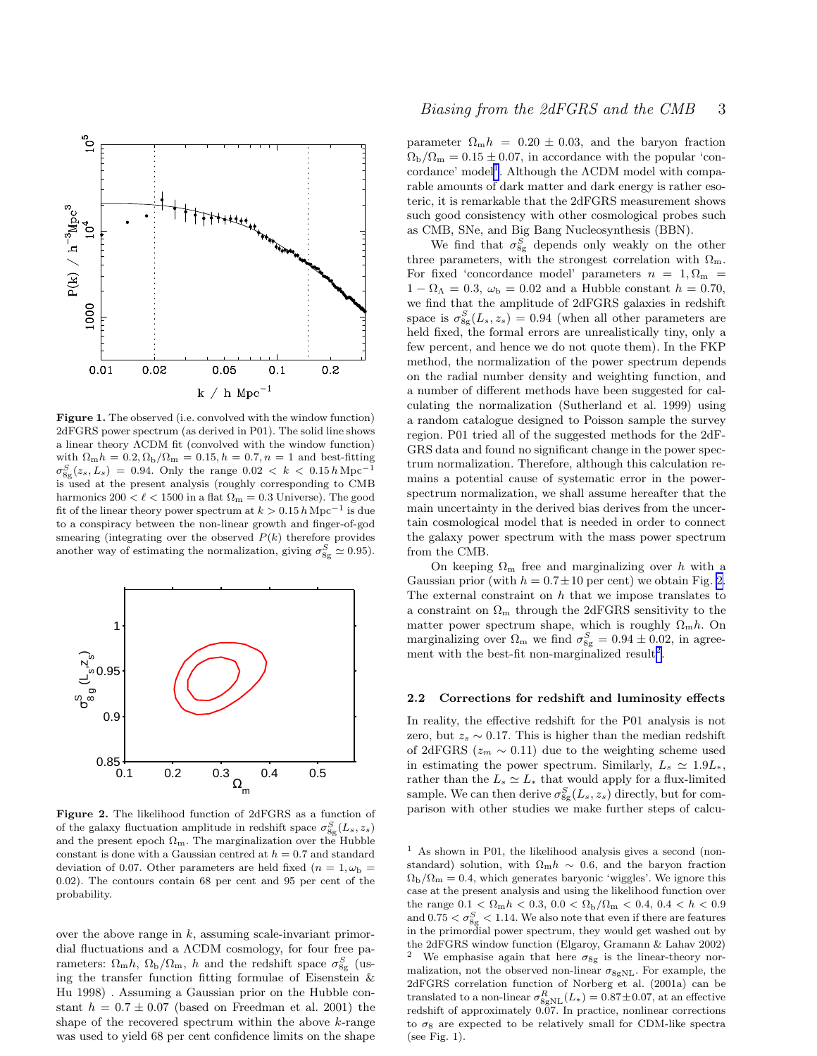**Figure 1.** The observed (i.e. convolved with the window function) 2dFGRS power spectrum (as derived in P01). The solid line shows a linear theory ΛCDM fit (convolved with the window function) with $\Omega_{\rm m}h = 0.2, \Omega_{\rm b}/\Omega_{\rm m} = 0.15, h = 0.7, n = 1$ and best-fitting $\sigma^S_{8{\rm g}}(z_s, L_s) = 0.94$. Only the range $0.02 < k < 0.15\,h\,{\rm Mpc}^{-1}$ is used at the present analysis (roughly corresponding to CMB harmonics $200 < \ell < 1500$ in a flat $\Omega_{\rm m} = 0.3$ Universe). The good fit of the linear theory power spectrum at $k > 0.15\,h\,{\rm Mpc}^{-1}$ is due to a conspiracy between the non-linear growth and finger-of-god smearing (integrating over the observed $P(k)$ therefore provides another way of estimating the normalization, giving $\sigma^S_{8{\rm g}} \simeq 0.95$).

**Figure 2.** The likelihood function of 2dFGRS as a function of of the galaxy fluctuation amplitude in redshift space $\sigma^S_{8{\rm g}}(L_s, z_s)$ and the present epoch $\Omega_{\rm m}$. The marginalization over the Hubble constant is done with a Gaussian centred at $h = 0.7$ and standard deviation of 0.07. Other parameters are held fixed ($n = 1, \omega_{\rm b} = 0.02$). The contours contain 68 per cent and 95 per cent of the probability.

over the above range in $k$, assuming scale-invariant primordial fluctuations and a ΛCDM cosmology, for four free parameters: $\Omega_{\rm m}h$, $\Omega_{\rm b}/\Omega_{\rm m}$, $h$ and the redshift space $\sigma^S_{8{\rm g}}$ (using the transfer function fitting formulae of Eisenstein & Hu 1998) . Assuming a Gaussian prior on the Hubble constant $h = 0.7 \pm 0.07$ (based on Freedman et al. 2001) the shape of the recovered spectrum within the above $k$-range was used to yield 68 per cent confidence limits on the shape parameter $\Omega_{\rm m}h = 0.20 \pm 0.03$, and the baryon fraction $\Omega_{\rm b}/\Omega_{\rm m} = 0.15 \pm 0.07$, in accordance with the popular 'concordance' model[1]. Although the ΛCDM model with comparable amounts of dark matter and dark energy is rather esoteric, it is remarkable that the 2dFGRS measurement shows such good consistency with other cosmological probes such as CMB, SNe, and Big Bang Nucleosynthesis (BBN).

We find that $\sigma^S_{8{\rm g}}$ depends only weakly on the other three parameters, with the strongest correlation with $\Omega_{\rm m}$. For fixed 'concordance model' parameters $n = 1, \Omega_{\rm m} = 1 - \Omega_\Lambda = 0.3$, $\omega_{\rm b} = 0.02$ and a Hubble constant $h = 0.70$, we find that the amplitude of 2dFGRS galaxies in redshift space is $\sigma^S_{8{\rm g}}(L_s, z_s) = 0.94$ (when all other parameters are held fixed, the formal errors are unrealistically tiny, only a few percent, and hence we do not quote them). In the FKP method, the normalization of the power spectrum depends on the radial number density and weighting function, and a number of different methods have been suggested for calculating the normalization (Sutherland et al. 1999) using a random catalogue designed to Poisson sample the survey region. P01 tried all of the suggested methods for the 2dFGRS data and found no significant change in the power spectrum normalization. Therefore, although this calculation remains a potential cause of systematic error in the power-spectrum normalization, we shall assume hereafter that the main uncertainty in the derived bias derives from the uncertain cosmological model that is needed in order to connect the galaxy power spectrum with the mass power spectrum from the CMB.

On keeping $\Omega_{\rm m}$ free and marginalizing over $h$ with a Gaussian prior (with $h = 0.7 \pm 10$ per cent) we obtain Fig. 2. The external constraint on $h$ that we impose translates to a constraint on $\Omega_{\rm m}$ through the 2dFGRS sensitivity to the matter power spectrum shape, which is roughly $\Omega_{\rm m}h$. On marginalizing over $\Omega_{\rm m}$ we find $\sigma^S_{8{\rm g}} = 0.94 \pm 0.02$, in agreement with the best-fit non-marginalized result[2].

### 2.2 Corrections for redshift and luminosity effects

In reality, the effective redshift for the P01 analysis is not zero, but $z_s \sim 0.17$. This is higher than the median redshift of 2dFGRS ($z_m \sim 0.11$) due to the weighting scheme used in estimating the power spectrum. Similarly, $L_s \simeq 1.9 L_*$, rather than the $L_s \simeq L_*$ that would apply for a flux-limited sample. We can then derive $\sigma^S_{8{\rm g}}(L_s, z_s)$ directly, but for comparison with other studies we make further steps of calcu-

[1] As shown in P01, the likelihood analysis gives a second (non-standard) solution, with $\Omega_{\rm m}h \sim 0.6$, and the baryon fraction $\Omega_{\rm b}/\Omega_{\rm m} = 0.4$, which generates baryonic 'wiggles'. We ignore this case at the present analysis and using the likelihood function over the range $0.1 < \Omega_{\rm m}h < 0.3$, $0.0 < \Omega_{\rm b}/\Omega_{\rm m} < 0.4$, $0.4 < h < 0.9$ and $0.75 < \sigma^S_{8{\rm g}} < 1.14$. We also note that even if there are features in the primordial power spectrum, they would get washed out by the 2dFGRS window function (Elgaroy, Gramann & Lahav 2002)

[2] We emphasise again that here $\sigma_{8{\rm g}}$ is the linear-theory normalization, not the observed non-linear $\sigma_{8{\rm gNL}}$. For example, the 2dFGRS correlation function of Norberg et al. (2001a) can be translated to a non-linear $\sigma^R_{8{\rm gNL}}(L_*) = 0.87 \pm 0.07$, at an effective redshift of approximately 0.07. In practice, nonlinear corrections to $\sigma_8$ are expected to be relatively small for CDM-like spectra (see Fig. 1).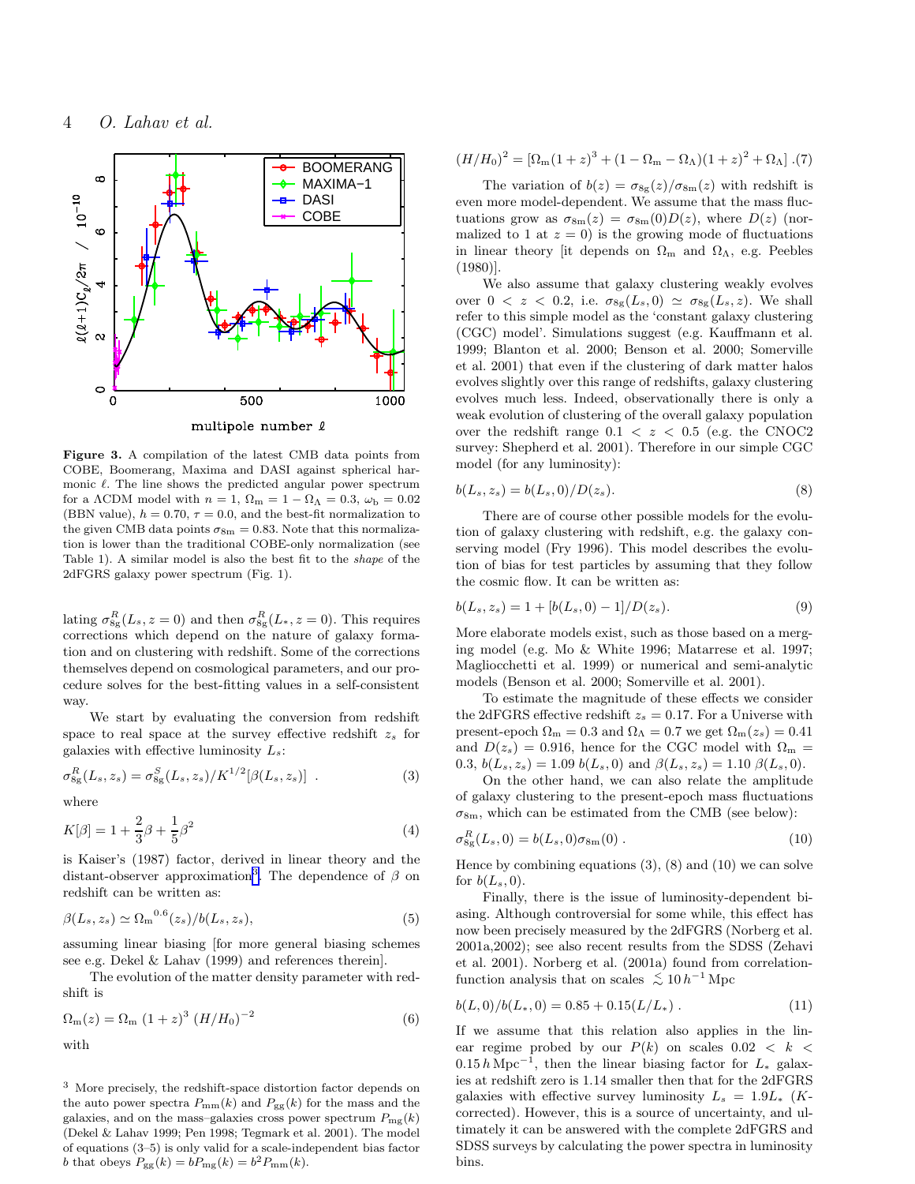**Figure 3.** A compilation of the latest CMB data points from COBE, Boomerang, Maxima and DASI against spherical harmonic $\ell$. The line shows the predicted angular power spectrum for a $\Lambda$CDM model with $n = 1$, $\Omega_{\rm m} = 1 - \Omega_\Lambda = 0.3$, $\omega_{\rm b} = 0.02$ (BBN value), $h = 0.70$, $\tau = 0.0$, and the best-fit normalization to the given CMB data points $\sigma_{8{\rm m}} = 0.83$. Note that this normalization is lower than the traditional COBE-only normalization (see Table 1). A similar model is also the best fit to the *shape* of the 2dFGRS galaxy power spectrum (Fig. 1).

lating $\sigma^R_{8{\rm g}}(L_s, z = 0)$ and then $\sigma^R_{8{\rm g}}(L_*, z = 0)$. This requires corrections which depend on the nature of galaxy formation and on clustering with redshift. Some of the corrections themselves depend on cosmological parameters, and our procedure solves for the best-fitting values in a self-consistent way.

We start by evaluating the conversion from redshift space to real space at the survey effective redshift $z_s$ for galaxies with effective luminosity $L_s$:

$$\sigma^R_{8{\rm g}}(L_s, z_s) = \sigma^S_{8{\rm g}}(L_s, z_s)/K^{1/2}[\beta(L_s, z_s)] \ . \tag{3}$$

where

$$K[\beta] = 1 + \frac{2}{3}\beta + \frac{1}{5}\beta^2 \tag{4}$$

is Kaiser's (1987) factor, derived in linear theory and the distant-observer approximation[3]. The dependence of $\beta$ on redshift can be written as:

$$\beta(L_s, z_s) \simeq {\Omega_{\rm m}}^{0.6}(z_s)/b(L_s, z_s), \tag{5}$$

assuming linear biasing [for more general biasing schemes see e.g. Dekel & Lahav (1999) and references therein].

The evolution of the matter density parameter with redshift is

$$\Omega_{\rm m}(z) = \Omega_{\rm m}\ (1 + z)^3\ (H/H_0)^{-2} \tag{6}$$

with

$$(H/H_0)^2 = [\Omega_{\rm m}(1 + z)^3 + (1 - \Omega_{\rm m} - \Omega_\Lambda)(1 + z)^2 + \Omega_\Lambda] \ . \tag{7}$$

The variation of $b(z) = \sigma_{8{\rm g}}(z)/\sigma_{8{\rm m}}(z)$ with redshift is even more model-dependent. We assume that the mass fluctuations grow as $\sigma_{8{\rm m}}(z) = \sigma_{8{\rm m}}(0)D(z)$, where $D(z)$ (normalized to 1 at $z = 0$) is the growing mode of fluctuations in linear theory [it depends on $\Omega_{\rm m}$ and $\Omega_\Lambda$, e.g. Peebles (1980)].

We also assume that galaxy clustering weakly evolves over $0 < z < 0.2$, i.e. $\sigma_{8{\rm g}}(L_s, 0) \simeq \sigma_{8{\rm g}}(L_s, z)$. We shall refer to this simple model as the 'constant galaxy clustering (CGC) model'. Simulations suggest (e.g. Kauffmann et al. 1999; Blanton et al. 2000; Benson et al. 2000; Somerville et al. 2001) that even if the clustering of dark matter halos evolves slightly over this range of redshifts, galaxy clustering evolves much less. Indeed, observationally there is only a weak evolution of clustering of the overall galaxy population over the redshift range $0.1 < z < 0.5$ (e.g. the CNOC2 survey: Shepherd et al. 2001). Therefore in our simple CGC model (for any luminosity):

$$b(L_s, z_s) = b(L_s, 0)/D(z_s). \tag{8}$$

There are of course other possible models for the evolution of galaxy clustering with redshift, e.g. the galaxy conserving model (Fry 1996). This model describes the evolution of bias for test particles by assuming that they follow the cosmic flow. It can be written as:

$$b(L_s, z_s) = 1 + [b(L_s, 0) - 1]/D(z_s). \tag{9}$$

More elaborate models exist, such as those based on a merging model (e.g. Mo & White 1996; Matarrese et al. 1997; Magliocchetti et al. 1999) or numerical and semi-analytic models (Benson et al. 2000; Somerville et al. 2001).

To estimate the magnitude of these effects we consider the 2dFGRS effective redshift $z_s = 0.17$. For a Universe with present-epoch $\Omega_{\rm m} = 0.3$ and $\Omega_\Lambda = 0.7$ we get $\Omega_{\rm m}(z_s) = 0.41$ and $D(z_s) = 0.916$, hence for the CGC model with $\Omega_{\rm m} = 0.3$, $b(L_s, z_s) = 1.09\ b(L_s, 0)$ and $\beta(L_s, z_s) = 1.10\ \beta(L_s, 0)$.

On the other hand, we can also relate the amplitude of galaxy clustering to the present-epoch mass fluctuations $\sigma_{8{\rm m}}$, which can be estimated from the CMB (see below):

$$\sigma^R_{8{\rm g}}(L_s, 0) = b(L_s, 0)\sigma_{8{\rm m}}(0) \ . \tag{10}$$

Hence by combining equations (3), (8) and (10) we can solve for $b(L_s, 0)$.

Finally, there is the issue of luminosity-dependent biasing. Although controversial for some while, this effect has now been precisely measured by the 2dFGRS (Norberg et al. 2001a,2002); see also recent results from the SDSS (Zehavi et al. 2001). Norberg et al. (2001a) found from correlation-function analysis that on scales $\lesssim 10\,h^{-1}\,$Mpc

$$b(L, 0)/b(L_*, 0) = 0.85 + 0.15(L/L_*) \ . \tag{11}$$

If we assume that this relation also applies in the linear regime probed by our $P(k)$ on scales $0.02 < k < 0.15\,h\,{\rm Mpc}^{-1}$, then the linear biasing factor for $L_*$ galaxies at redshift zero is 1.14 smaller then that for the 2dFGRS galaxies with effective survey luminosity $L_s = 1.9L_*$ (K-corrected). However, this is a source of uncertainty, and ultimately it can be answered with the complete 2dFGRS and SDSS surveys by calculating the power spectra in luminosity bins.

[3] More precisely, the redshift-space distortion factor depends on the auto power spectra $P_{\rm mm}(k)$ and $P_{\rm gg}(k)$ for the mass and the galaxies, and on the mass–galaxies cross power spectrum $P_{\rm mg}(k)$ (Dekel & Lahav 1999; Pen 1998; Tegmark et al. 2001). The model of equations (3–5) is only valid for a scale-independent bias factor $b$ that obeys $P_{\rm gg}(k) = bP_{\rm mg}(k) = b^2 P_{\rm mm}(k)$.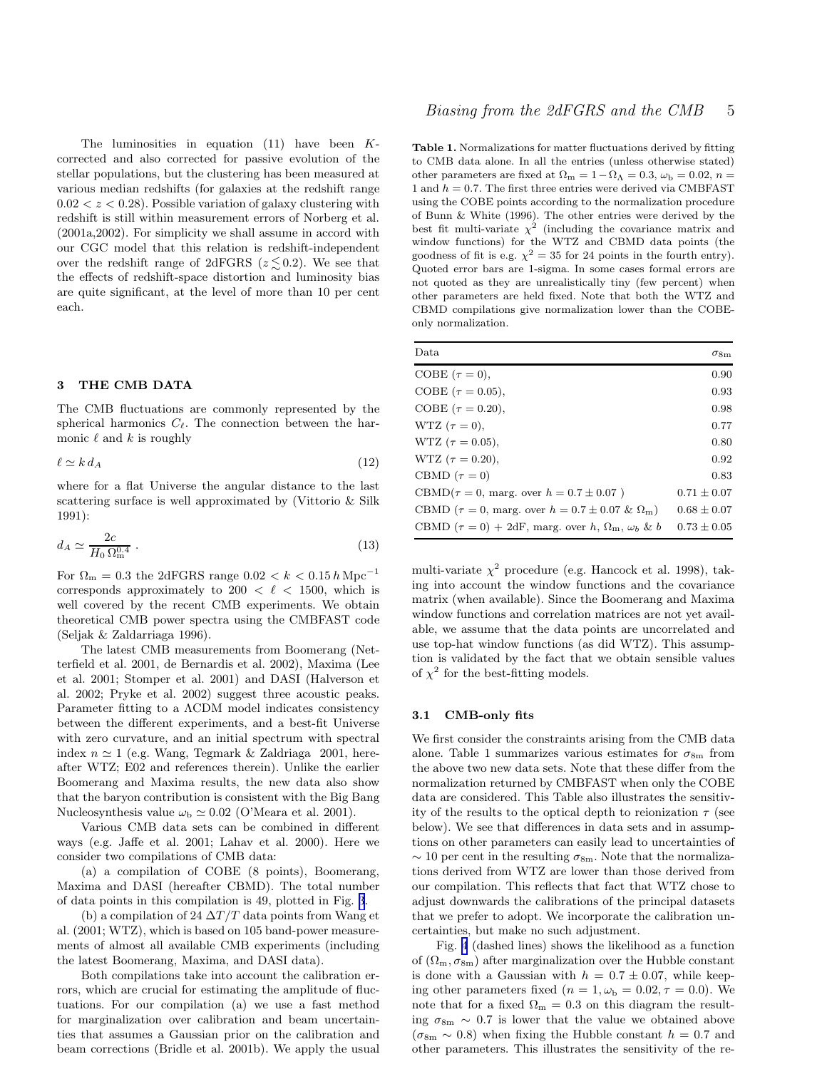The luminosities in equation (11) have been $K$-corrected and also corrected for passive evolution of the stellar populations, but the clustering has been measured at various median redshifts (for galaxies at the redshift range $0.02 < z < 0.28$). Possible variation of galaxy clustering with redshift is still within measurement errors of Norberg et al. (2001a,2002). For simplicity we shall assume in accord with our CGC model that this relation is redshift-independent over the redshift range of 2dFGRS ($z \lesssim 0.2$). We see that the effects of redshift-space distortion and luminosity bias are quite significant, at the level of more than 10 per cent each.

## 3 THE CMB DATA

The CMB fluctuations are commonly represented by the spherical harmonics $C_\ell$. The connection between the harmonic $\ell$ and $k$ is roughly

$$\ell \simeq k \, d_A \tag{12}$$

where for a flat Universe the angular distance to the last scattering surface is well approximated by (Vittorio & Silk 1991):

$$d_A \simeq \frac{2c}{H_0 \, \Omega_{\rm m}^{0.4}} \, . \tag{13}$$

For $\Omega_{\rm m} = 0.3$ the 2dFGRS range $0.02 < k < 0.15 \, h \, {\rm Mpc}^{-1}$ corresponds approximately to $200 < \ell < 1500$, which is well covered by the recent CMB experiments. We obtain theoretical CMB power spectra using the CMBFAST code (Seljak & Zaldarriaga 1996).

The latest CMB measurements from Boomerang (Netterfield et al. 2001, de Bernardis et al. 2002), Maxima (Lee et al. 2001; Stomper et al. 2001) and DASI (Halverson et al. 2002; Pryke et al. 2002) suggest three acoustic peaks. Parameter fitting to a ΛCDM model indicates consistency between the different experiments, and a best-fit Universe with zero curvature, and an initial spectrum with spectral index $n \simeq 1$ (e.g. Wang, Tegmark & Zaldriaga 2001, hereafter WTZ; E02 and references therein). Unlike the earlier Boomerang and Maxima results, the new data also show that the baryon contribution is consistent with the Big Bang Nucleosynthesis value $\omega_{\rm b} \simeq 0.02$ (O'Meara et al. 2001).

Various CMB data sets can be combined in different ways (e.g. Jaffe et al. 2001; Lahav et al. 2000). Here we consider two compilations of CMB data:

(a) a compilation of COBE (8 points), Boomerang, Maxima and DASI (hereafter CBMD). The total number of data points in this compilation is 49, plotted in Fig. 3.

(b) a compilation of 24 $\Delta T/T$ data points from Wang et al. (2001; WTZ), which is based on 105 band-power measurements of almost all available CMB experiments (including the latest Boomerang, Maxima, and DASI data).

Both compilations take into account the calibration errors, which are crucial for estimating the amplitude of fluctuations. For our compilation (a) we use a fast method for marginalization over calibration and beam uncertainties that assumes a Gaussian prior on the calibration and beam corrections (Bridle et al. 2001b). We apply the usual multi-variate $\chi^2$ procedure (e.g. Hancock et al. 1998), taking into account the window functions and the covariance matrix (when available). Since the Boomerang and Maxima window functions and correlation matrices are not yet available, we assume that the data points are uncorrelated and use top-hat window functions (as did WTZ). This assumption is validated by the fact that we obtain sensible values of $\chi^2$ for the best-fitting models.

**Table 1.** Normalizations for matter fluctuations derived by fitting to CMB data alone. In all the entries (unless otherwise stated) other parameters are fixed at $\Omega_{\rm m} = 1 - \Omega_\Lambda = 0.3$, $\omega_{\rm b} = 0.02$, $n = 1$ and $h = 0.7$. The first three entries were derived via CMBFAST using the COBE points according to the normalization procedure of Bunn & White (1996). The other entries were derived by the best fit multi-variate $\chi^2$ (including the covariance matrix and window functions) for the WTZ and CBMD data points (the goodness of fit is e.g. $\chi^2 = 35$ for 24 points in the fourth entry). Quoted error bars are 1-sigma. In some cases formal errors are not quoted as they are unrealistically tiny (few percent) when other parameters are held fixed. Note that both the WTZ and CBMD compilations give normalization lower than the COBE-only normalization.

| Data | $\sigma_{8{\rm m}}$ |
|---|---|
| COBE ($\tau = 0$), | 0.90 |
| COBE ($\tau = 0.05$), | 0.93 |
| COBE ($\tau = 0.20$), | 0.98 |
| WTZ ($\tau = 0$), | 0.77 |
| WTZ ($\tau = 0.05$), | 0.80 |
| WTZ ($\tau = 0.20$), | 0.92 |
| CBMD ($\tau = 0$) | 0.83 |
| CBMD($\tau = 0$, marg. over $h = 0.7 \pm 0.07$ ) | $0.71 \pm 0.07$ |
| CBMD ($\tau = 0$, marg. over $h = 0.7 \pm 0.07$ & $\Omega_{\rm m}$) | $0.68 \pm 0.07$ |
| CBMD ($\tau = 0$) + 2dF, marg. over $h$, $\Omega_{\rm m}$, $\omega_b$ & $b$ | $0.73 \pm 0.05$ |

### 3.1 CMB-only fits

We first consider the constraints arising from the CMB data alone. Table 1 summarizes various estimates for $\sigma_{8{\rm m}}$ from the above two new data sets. Note that these differ from the normalization returned by CMBFAST when only the COBE data are considered. This Table also illustrates the sensitivity of the results to the optical depth to reionization $\tau$ (see below). We see that differences in data sets and in assumptions on other parameters can easily lead to uncertainties of $\sim 10$ per cent in the resulting $\sigma_{8{\rm m}}$. Note that the normalizations derived from WTZ are lower than those derived from our compilation. This reflects that fact that WTZ chose to adjust downwards the calibrations of the principal datasets that we prefer to adopt. We incorporate the calibration uncertainties, but make no such adjustment.

Fig. 4 (dashed lines) shows the likelihood as a function of $(\Omega_{\rm m}, \sigma_{8{\rm m}})$ after marginalization over the Hubble constant is done with a Gaussian with $h = 0.7 \pm 0.07$, while keeping other parameters fixed ($n = 1, \omega_{\rm b} = 0.02, \tau = 0.0$). We note that for a fixed $\Omega_{\rm m} = 0.3$ on this diagram the resulting $\sigma_{8{\rm m}} \sim 0.7$ is lower that the value we obtained above ($\sigma_{8{\rm m}} \sim 0.8$) when fixing the Hubble constant $h = 0.7$ and other parameters. This illustrates the sensitivity of the re-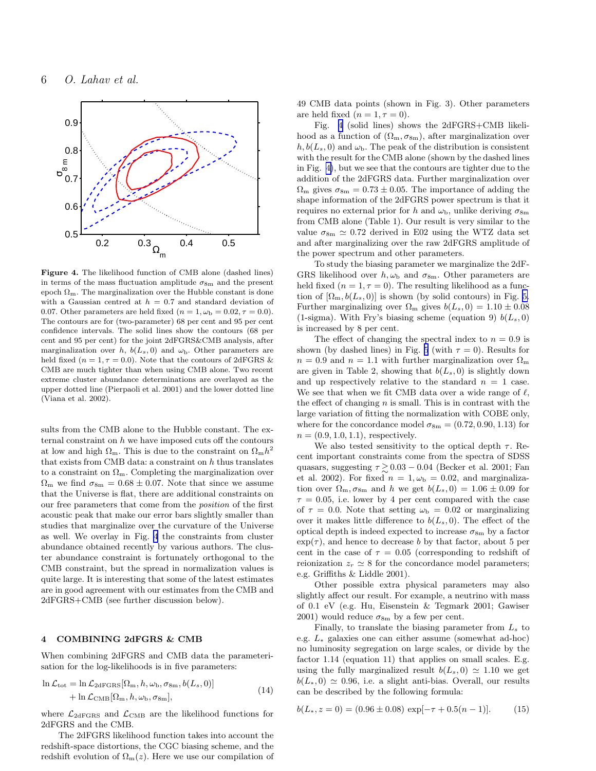**Figure 4.** The likelihood function of CMB alone (dashed lines) in terms of the mass fluctuation amplitude $\sigma_{8\mathrm{m}}$ and the present epoch $\Omega_{\mathrm{m}}$. The marginalization over the Hubble constant is done with a Gaussian centred at $h = 0.7$ and standard deviation of 0.07. Other parameters are held fixed ($n = 1, \omega_{\mathrm{b}} = 0.02, \tau = 0.0$). The contours are for (two-parameter) 68 per cent and 95 per cent confidence intervals. The solid lines show the contours (68 per cent and 95 per cent) for the joint 2dFGRS&CMB analysis, after marginalization over $h$, $b(L_s, 0)$ and $\omega_{\mathrm{b}}$. Other parameters are held fixed ($n = 1, \tau = 0.0$). Note that the contours of 2dFGRS & CMB are much tighter than when using CMB alone. Two recent extreme cluster abundance determinations are overlayed as the upper dotted line (Pierpaoli et al. 2001) and the lower dotted line (Viana et al. 2002).

sults from the CMB alone to the Hubble constant. The external constraint on $h$ we have imposed cuts off the contours at low and high $\Omega_{\mathrm{m}}$. This is due to the constraint on $\Omega_{\mathrm{m}} h^2$ that exists from CMB data: a constraint on $h$ thus translates to a constraint on $\Omega_{\mathrm{m}}$. Completing the marginalization over $\Omega_{\mathrm{m}}$ we find $\sigma_{8\mathrm{m}} = 0.68 \pm 0.07$. Note that since we assume that the Universe is flat, there are additional constraints on our free parameters that come from the *position* of the first acoustic peak that make our error bars slightly smaller than studies that marginalize over the curvature of the Universe as well. We overlay in Fig. 4 the constraints from cluster abundance obtained recently by various authors. The cluster abundance constraint is fortunately orthogonal to the CMB constraint, but the spread in normalization values is quite large. It is interesting that some of the latest estimates are in good agreement with our estimates from the CMB and 2dFGRS+CMB (see further discussion below).

## 4 COMBINING 2dFGRS & CMB

When combining 2dFGRS and CMB data the parameterisation for the log-likelihoods is in five parameters:

$$\ln \mathcal{L}_{\mathrm{tot}} = \ln \mathcal{L}_{\mathrm{2dFGRS}}[\Omega_{\mathrm{m}}, h, \omega_{\mathrm{b}}, \sigma_{8\mathrm{m}}, b(L_s, 0)] + \ln \mathcal{L}_{\mathrm{CMB}}[\Omega_{\mathrm{m}}, h, \omega_{\mathrm{b}}, \sigma_{8\mathrm{m}}], \tag{14}$$

where $\mathcal{L}_{\mathrm{2dFGRS}}$ and $\mathcal{L}_{\mathrm{CMB}}$ are the likelihood functions for 2dFGRS and the CMB.

The 2dFGRS likelihood function takes into account the redshift-space distortions, the CGC biasing scheme, and the redshift evolution of $\Omega_{\mathrm{m}}(z)$. Here we use our compilation of 49 CMB data points (shown in Fig. 3). Other parameters are held fixed ($n = 1, \tau = 0$).

Fig. 4 (solid lines) shows the 2dFGRS+CMB likelihood as a function of $(\Omega_{\mathrm{m}}, \sigma_{8\mathrm{m}})$, after marginalization over $h, b(L_s, 0)$ and $\omega_{\mathrm{b}}$. The peak of the distribution is consistent with the result for the CMB alone (shown by the dashed lines in Fig. 4), but we see that the contours are tighter due to the addition of the 2dFGRS data. Further marginalization over $\Omega_{\mathrm{m}}$ gives $\sigma_{8\mathrm{m}} = 0.73 \pm 0.05$. The importance of adding the shape information of the 2dFGRS power spectrum is that it requires no external prior for $h$ and $\omega_{\mathrm{b}}$, unlike deriving $\sigma_{8\mathrm{m}}$ from CMB alone (Table 1). Our result is very similar to the value $\sigma_{8\mathrm{m}} \simeq 0.72$ derived in E02 using the WTZ data set and after marginalizing over the raw 2dFGRS amplitude of the power spectrum and other parameters.

To study the biasing parameter we marginalize the 2dFGRS likelihood over $h, \omega_{\mathrm{b}}$ and $\sigma_{8\mathrm{m}}$. Other parameters are held fixed ($n = 1, \tau = 0$). The resulting likelihood as a function of $[\Omega_{\mathrm{m}}, b(L_s, 0)]$ is shown (by solid contours) in Fig. 5. Further marginalizing over $\Omega_{\mathrm{m}}$ gives $b(L_s, 0) = 1.10 \pm 0.08$ (1-sigma). With Fry's biasing scheme (equation 9) $b(L_s, 0)$ is increased by 8 per cent.

The effect of changing the spectral index to $n = 0.9$ is shown (by dashed lines) in Fig. 5 (with $\tau = 0$). Results for $n = 0.9$ and $n = 1.1$ with further marginalization over $\Omega_{\mathrm{m}}$ are given in Table 2, showing that $b(L_s, 0)$ is slightly down and up respectively relative to the standard $n = 1$ case. We see that when we fit CMB data over a wide range of $\ell$, the effect of changing $n$ is small. This is in contrast with the large variation of fitting the normalization with COBE only, where for the concordance model $\sigma_{8\mathrm{m}} = (0.72, 0.90, 1.13)$ for $n = (0.9, 1.0, 1.1)$, respectively.

We also tested sensitivity to the optical depth $\tau$. Recent important constraints come from the spectra of SDSS quasars, suggesting $\tau \gtrsim 0.03 - 0.04$ (Becker et al. 2001; Fan et al. 2002). For fixed $n = 1, \omega_{\mathrm{b}} = 0.02$, and marginalization over $\Omega_{\mathrm{m}}, \sigma_{8\mathrm{m}}$ and $h$ we get $b(L_s, 0) = 1.06 \pm 0.09$ for $\tau = 0.05$, i.e. lower by 4 per cent compared with the case of $\tau = 0.0$. Note that setting $\omega_{\mathrm{b}} = 0.02$ or marginalizing over it makes little difference to $b(L_s, 0)$. The effect of the optical depth is indeed expected to increase $\sigma_{8\mathrm{m}}$ by a factor $\exp(\tau)$, and hence to decrease $b$ by that factor, about 5 per cent in the case of $\tau = 0.05$ (corresponding to redshift of reionization $z_r \simeq 8$ for the concordance model parameters; e.g. Griffiths & Liddle 2001).

Other possible extra physical parameters may also slightly affect our result. For example, a neutrino with mass of 0.1 eV (e.g. Hu, Eisenstein & Tegmark 2001; Gawiser 2001) would reduce $\sigma_{8\mathrm{m}}$ by a few per cent.

Finally, to translate the biasing parameter from $L_s$ to e.g. $L_*$ galaxies one can either assume (somewhat ad-hoc) no luminosity segregation on large scales, or divide by the factor 1.14 (equation 11) that applies on small scales. E.g. using the fully marginalized result $b(L_s, 0) \simeq 1.10$ we get $b(L_*, 0) \simeq 0.96$, i.e. a slight anti-bias. Overall, our results can be described by the following formula:

$$b(L_*, z = 0) = (0.96 \pm 0.08) \, \exp[-\tau + 0.5(n - 1)]. \tag{15}$$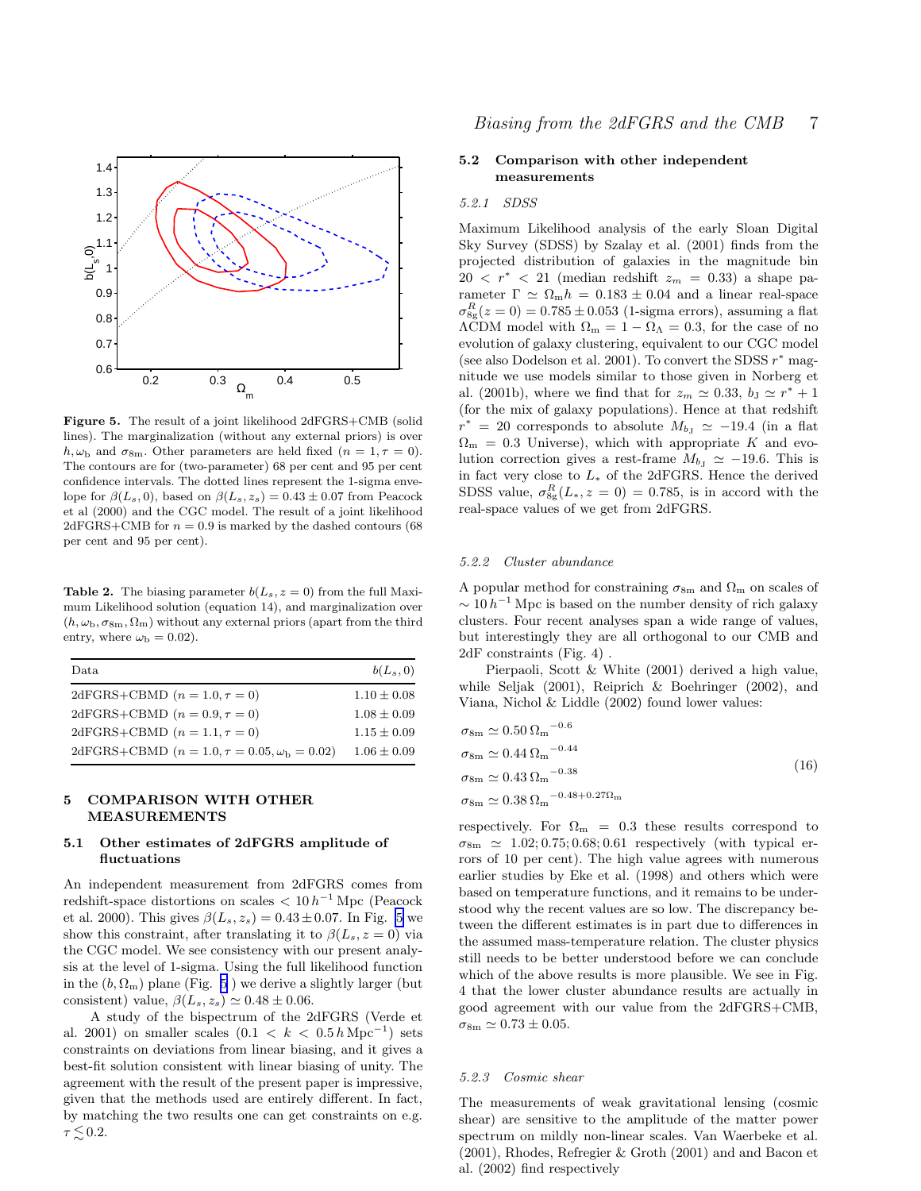**Figure 5.** The result of a joint likelihood 2dFGRS+CMB (solid lines). The marginalization (without any external priors) is over $h, \omega_b$ and $\sigma_{8m}$. Other parameters are held fixed ($n = 1, \tau = 0$). The contours are for (two-parameter) 68 per cent and 95 per cent confidence intervals. The dotted lines represent the 1-sigma envelope for $\beta(L_s, 0)$, based on $\beta(L_s, z_s) = 0.43 \pm 0.07$ from Peacock et al (2000) and the CGC model. The result of a joint likelihood 2dFGRS+CMB for $n = 0.9$ is marked by the dashed contours (68 per cent and 95 per cent).

**Table 2.** The biasing parameter $b(L_s, z = 0)$ from the full Maximum Likelihood solution (equation 14), and marginalization over $(h, \omega_b, \sigma_{8m}, \Omega_m)$ without any external priors (apart from the third entry, where $\omega_b = 0.02$).

| Data | $b(L_s, 0)$ |
|---|---|
| 2dFGRS+CBMD ($n = 1.0, \tau = 0$) | $1.10 \pm 0.08$ |
| 2dFGRS+CBMD ($n = 0.9, \tau = 0$) | $1.08 \pm 0.09$ |
| 2dFGRS+CBMD ($n = 1.1, \tau = 0$) | $1.15 \pm 0.09$ |
| 2dFGRS+CBMD ($n = 1.0, \tau = 0.05, \omega_b = 0.02$) | $1.06 \pm 0.09$ |

## 5 COMPARISON WITH OTHER MEASUREMENTS

### 5.1 Other estimates of 2dFGRS amplitude of fluctuations

An independent measurement from 2dFGRS comes from redshift-space distortions on scales $< 10\,h^{-1}$ Mpc (Peacock et al. 2000). This gives $\beta(L_s, z_s) = 0.43 \pm 0.07$. In Fig. 5 we show this constraint, after translating it to $\beta(L_s, z = 0)$ via the CGC model. We see consistency with our present analysis at the level of 1-sigma. Using the full likelihood function in the $(b, \Omega_m)$ plane (Fig. 5 ) we derive a slightly larger (but consistent) value, $\beta(L_s, z_s) \simeq 0.48 \pm 0.06$.

A study of the bispectrum of the 2dFGRS (Verde et al. 2001) on smaller scales ($0.1 < k < 0.5\,h\,\mathrm{Mpc}^{-1}$) sets constraints on deviations from linear biasing, and it gives a best-fit solution consistent with linear biasing of unity. The agreement with the result of the present paper is impressive, given that the methods used are entirely different. In fact, by matching the two results one can get constraints on e.g. $\tau \lesssim 0.2$.

### 5.2 Comparison with other independent measurements

#### 5.2.1 *SDSS*

Maximum Likelihood analysis of the early Sloan Digital Sky Survey (SDSS) by Szalay et al. (2001) finds from the projected distribution of galaxies in the magnitude bin $20 < r^* < 21$ (median redshift $z_m = 0.33$) a shape parameter $\Gamma \simeq \Omega_m h = 0.183 \pm 0.04$ and a linear real-space $\sigma^R_{8g}(z = 0) = 0.785 \pm 0.053$ (1-sigma errors), assuming a flat $\Lambda$CDM model with $\Omega_m = 1 - \Omega_\Lambda = 0.3$, for the case of no evolution of galaxy clustering, equivalent to our CGC model (see also Dodelson et al. 2001). To convert the SDSS $r^*$ magnitude we use models similar to those given in Norberg et al. (2001b), where we find that for $z_m \simeq 0.33$, $b_J \simeq r^* + 1$ (for the mix of galaxy populations). Hence at that redshift $r^* = 20$ corresponds to absolute $M_{b_J} \simeq -19.4$ (in a flat $\Omega_m = 0.3$ Universe), which with appropriate $K$ and evolution correction gives a rest-frame $M_{b_J} \simeq -19.6$. This is in fact very close to $L_*$ of the 2dFGRS. Hence the derived SDSS value, $\sigma^R_{8g}(L_*, z = 0) = 0.785$, is in accord with the real-space values of we get from 2dFGRS.

#### 5.2.2 *Cluster abundance*

A popular method for constraining $\sigma_{8m}$ and $\Omega_m$ on scales of $\sim 10\,h^{-1}$ Mpc is based on the number density of rich galaxy clusters. Four recent analyses span a wide range of values, but interestingly they are all orthogonal to our CMB and 2dF constraints (Fig. 4) .

Pierpaoli, Scott & White (2001) derived a high value, while Seljak (2001), Reiprich & Boehringer (2002), and Viana, Nichol & Liddle (2002) found lower values:

$$
\begin{aligned}
\sigma_{8m} &\simeq 0.50\, {\Omega_m}^{-0.6} \\
\sigma_{8m} &\simeq 0.44\, {\Omega_m}^{-0.44} \\
\sigma_{8m} &\simeq 0.43\, {\Omega_m}^{-0.38} \\
\sigma_{8m} &\simeq 0.38\, {\Omega_m}^{-0.48+0.27\Omega_m}
\end{aligned}
\qquad (16)
$$

respectively. For $\Omega_m = 0.3$ these results correspond to $\sigma_{8m} \simeq 1.02; 0.75; 0.68; 0.61$ respectively (with typical errors of 10 per cent). The high value agrees with numerous earlier studies by Eke et al. (1998) and others which were based on temperature functions, and it remains to be understood why the recent values are so low. The discrepancy between the different estimates is in part due to differences in the assumed mass-temperature relation. The cluster physics still needs to be better understood before we can conclude which of the above results is more plausible. We see in Fig. 4 that the lower cluster abundance results are actually in good agreement with our value from the 2dFGRS+CMB, $\sigma_{8m} \simeq 0.73 \pm 0.05$.

#### 5.2.3 *Cosmic shear*

The measurements of weak gravitational lensing (cosmic shear) are sensitive to the amplitude of the matter power spectrum on mildly non-linear scales. Van Waerbeke et al. (2001), Rhodes, Refregier & Groth (2001) and and Bacon et al. (2002) find respectively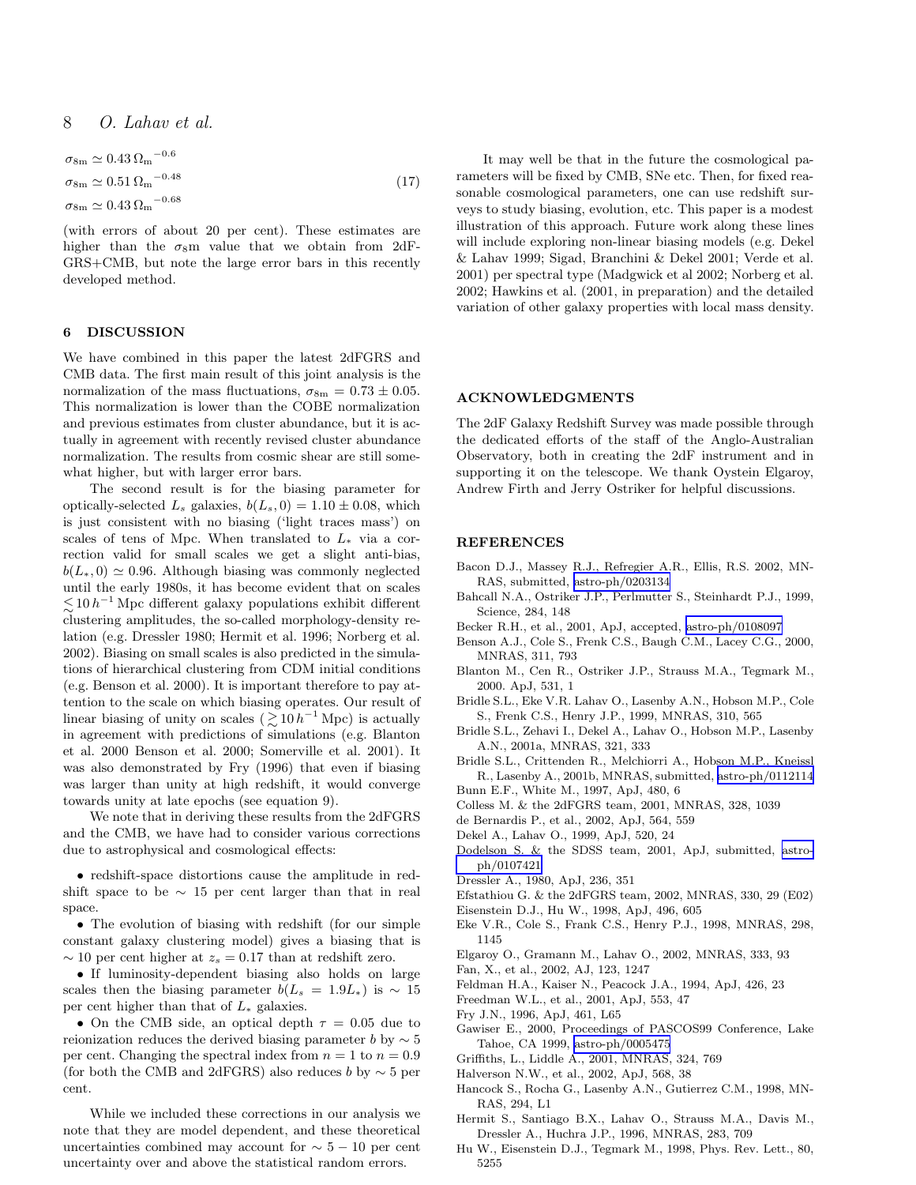$$\sigma_{8\mathrm{m}} \simeq 0.43\,\Omega_{\mathrm{m}}{}^{-0.6}$$
$$\sigma_{8\mathrm{m}} \simeq 0.51\,\Omega_{\mathrm{m}}{}^{-0.48} \quad (17)$$
$$\sigma_{8\mathrm{m}} \simeq 0.43\,\Omega_{\mathrm{m}}{}^{-0.68}$$

(with errors of about 20 per cent). These estimates are higher than the $\sigma_8$m value that we obtain from 2dF-GRS+CMB, but note the large error bars in this recently developed method.

## 6 DISCUSSION

We have combined in this paper the latest 2dFGRS and CMB data. The first main result of this joint analysis is the normalization of the mass fluctuations, $\sigma_{8\mathrm{m}} = 0.73 \pm 0.05$. This normalization is lower than the COBE normalization and previous estimates from cluster abundance, but it is actually in agreement with recently revised cluster abundance normalization. The results from cosmic shear are still somewhat higher, but with larger error bars.

The second result is for the biasing parameter for optically-selected $L_s$ galaxies, $b(L_s, 0) = 1.10 \pm 0.08$, which is just consistent with no biasing ('light traces mass') on scales of tens of Mpc. When translated to $L_*$ via a correction valid for small scales we get a slight anti-bias, $b(L_*, 0) \simeq 0.96$. Although biasing was commonly neglected until the early 1980s, it has become evident that on scales $\lesssim 10\,h^{-1}$ Mpc different galaxy populations exhibit different clustering amplitudes, the so-called morphology-density relation (e.g. Dressler 1980; Hermit et al. 1996; Norberg et al. 2002). Biasing on small scales is also predicted in the simulations of hierarchical clustering from CDM initial conditions (e.g. Benson et al. 2000). It is important therefore to pay attention to the scale on which biasing operates. Our result of linear biasing of unity on scales ($\gtrsim 10\,h^{-1}$ Mpc) is actually in agreement with predictions of simulations (e.g. Blanton et al. 2000 Benson et al. 2000; Somerville et al. 2001). It was also demonstrated by Fry (1996) that even if biasing was larger than unity at high redshift, it would converge towards unity at late epochs (see equation 9).

We note that in deriving these results from the 2dFGRS and the CMB, we have had to consider various corrections due to astrophysical and cosmological effects:

• redshift-space distortions cause the amplitude in redshift space to be $\sim 15$ per cent larger than that in real space.

• The evolution of biasing with redshift (for our simple constant galaxy clustering model) gives a biasing that is $\sim 10$ per cent higher at $z_s = 0.17$ than at redshift zero.

• If luminosity-dependent biasing also holds on large scales then the biasing parameter $b(L_s = 1.9L_*)$ is $\sim 15$ per cent higher than that of $L_*$ galaxies.

• On the CMB side, an optical depth $\tau = 0.05$ due to reionization reduces the derived biasing parameter $b$ by $\sim 5$ per cent. Changing the spectral index from $n = 1$ to $n = 0.9$ (for both the CMB and 2dFGRS) also reduces $b$ by $\sim 5$ per cent.

While we included these corrections in our analysis we note that they are model dependent, and these theoretical uncertainties combined may account for $\sim 5 - 10$ per cent uncertainty over and above the statistical random errors.

It may well be that in the future the cosmological parameters will be fixed by CMB, SNe etc. Then, for fixed reasonable cosmological parameters, one can use redshift surveys to study biasing, evolution, etc. This paper is a modest illustration of this approach. Future work along these lines will include exploring non-linear biasing models (e.g. Dekel & Lahav 1999; Sigad, Branchini & Dekel 2001; Verde et al. 2001) per spectral type (Madgwick et al 2002; Norberg et al. 2002; Hawkins et al. (2001, in preparation) and the detailed variation of other galaxy properties with local mass density.

## ACKNOWLEDGMENTS

The 2dF Galaxy Redshift Survey was made possible through the dedicated efforts of the staff of the Anglo-Australian Observatory, both in creating the 2dF instrument and in supporting it on the telescope. We thank Oystein Elgaroy, Andrew Firth and Jerry Ostriker for helpful discussions.

## REFERENCES

Bacon D.J., Massey R.J., Refregier A.R., Ellis, R.S. 2002, MNRAS, submitted, astro-ph/0203134

Bahcall N.A., Ostriker J.P., Perlmutter S., Steinhardt P.J., 1999, Science, 284, 148

Becker R.H., et al., 2001, ApJ, accepted, astro-ph/0108097

Benson A.J., Cole S., Frenk C.S., Baugh C.M., Lacey C.G., 2000, MNRAS, 311, 793

Blanton M., Cen R., Ostriker J.P., Strauss M.A., Tegmark M., 2000. ApJ, 531, 1

Bridle S.L., Eke V.R. Lahav O., Lasenby A.N., Hobson M.P., Cole S., Frenk C.S., Henry J.P., 1999, MNRAS, 310, 565

Bridle S.L., Zehavi I., Dekel A., Lahav O., Hobson M.P., Lasenby A.N., 2001a, MNRAS, 321, 333

Bridle S.L., Crittenden R., Melchiorri A., Hobson M.P., Kneissl R., Lasenby A., 2001b, MNRAS, submitted, astro-ph/0112114

Bunn E.F., White M., 1997, ApJ, 480, 6

Colless M. & the 2dFGRS team, 2001, MNRAS, 328, 1039

de Bernardis P., et al., 2002, ApJ, 564, 559

Dekel A., Lahav O., 1999, ApJ, 520, 24

Dodelson S. & the SDSS team, 2001, ApJ, submitted, astro-ph/0107421

Dressler A., 1980, ApJ, 236, 351

Efstathiou G. & the 2dFGRS team, 2002, MNRAS, 330, 29 (E02)

Eisenstein D.J., Hu W., 1998, ApJ, 496, 605

Eke V.R., Cole S., Frank C.S., Henry P.J., 1998, MNRAS, 298, 1145

Elgaroy O., Gramann M., Lahav O., 2002, MNRAS, 333, 93

Fan, X., et al., 2002, AJ, 123, 1247

Feldman H.A., Kaiser N., Peacock J.A., 1994, ApJ, 426, 23

Freedman W.L., et al., 2001, ApJ, 553, 47

Fry J.N., 1996, ApJ, 461, L65

Gawiser E., 2000, Proceedings of PASCOS99 Conference, Lake Tahoe, CA 1999, astro-ph/0005475

Griffiths, L., Liddle A., 2001, MNRAS, 324, 769

Halverson N.W., et al., 2002, ApJ, 568, 38

Hancock S., Rocha G., Lasenby A.N., Gutierrez C.M., 1998, MNRAS, 294, L1

Hermit S., Santiago B.X., Lahav O., Strauss M.A., Davis M., Dressler A., Huchra J.P., 1996, MNRAS, 283, 709

Hu W., Eisenstein D.J., Tegmark M., 1998, Phys. Rev. Lett., 80, 5255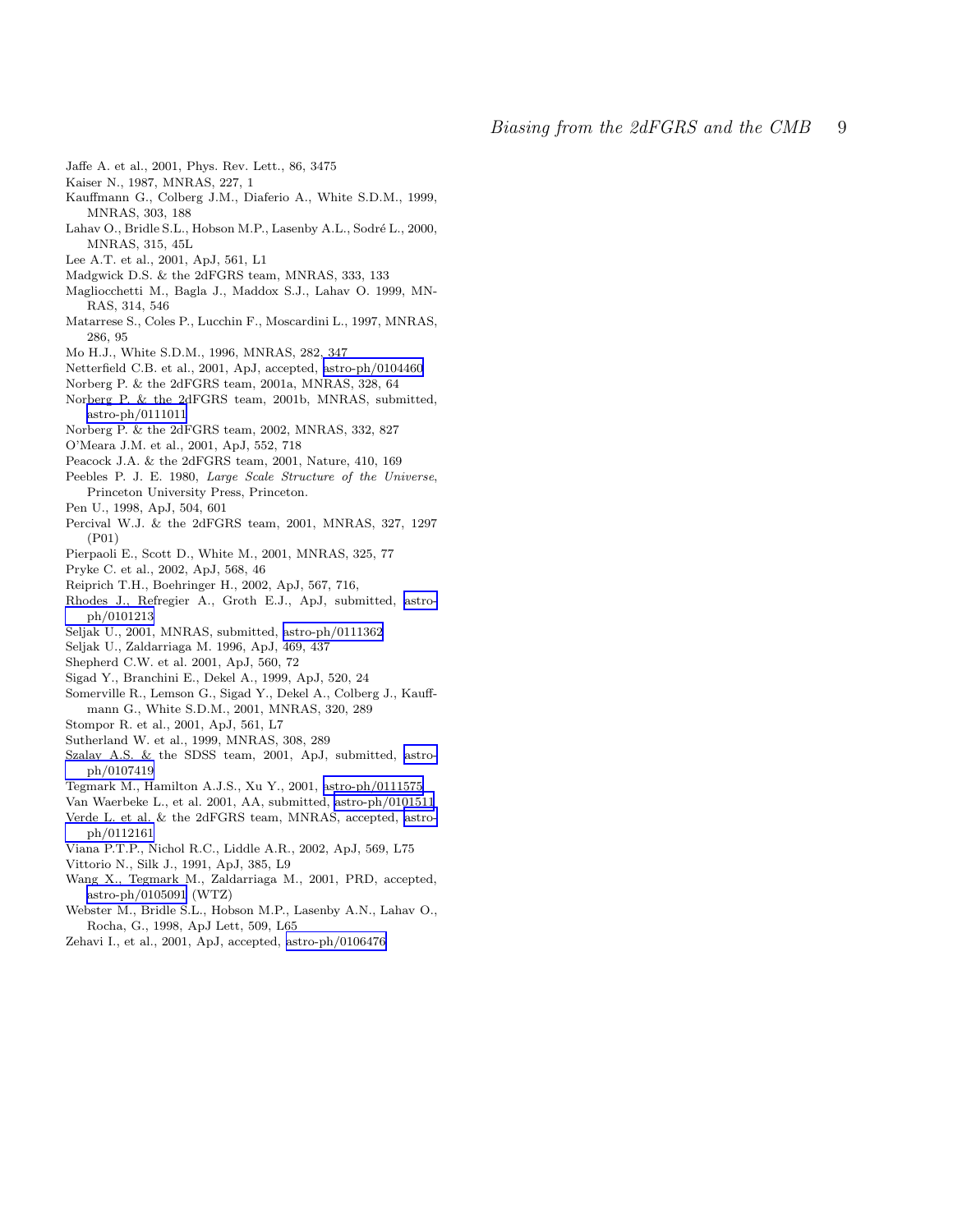Jaffe A. et al., 2001, Phys. Rev. Lett., 86, 3475

Kaiser N., 1987, MNRAS, 227, 1

Kauffmann G., Colberg J.M., Diaferio A., White S.D.M., 1999, MNRAS, 303, 188

Lahav O., Bridle S.L., Hobson M.P., Lasenby A.L., Sodré L., 2000, MNRAS, 315, 45L

Lee A.T. et al., 2001, ApJ, 561, L1

Madgwick D.S. & the 2dFGRS team, MNRAS, 333, 133

Magliocchetti M., Bagla J., Maddox S.J., Lahav O. 1999, MNRAS, 314, 546

Matarrese S., Coles P., Lucchin F., Moscardini L., 1997, MNRAS, 286, 95

Mo H.J., White S.D.M., 1996, MNRAS, 282, 347

Netterfield C.B. et al., 2001, ApJ, accepted, astro-ph/0104460

Norberg P. & the 2dFGRS team, 2001a, MNRAS, 328, 64

Norberg P. & the 2dFGRS team, 2001b, MNRAS, submitted, astro-ph/0111011

Norberg P. & the 2dFGRS team, 2002, MNRAS, 332, 827

O'Meara J.M. et al., 2001, ApJ, 552, 718

Peacock J.A. & the 2dFGRS team, 2001, Nature, 410, 169

Peebles P. J. E. 1980, *Large Scale Structure of the Universe*, Princeton University Press, Princeton.

Pen U., 1998, ApJ, 504, 601

Percival W.J. & the 2dFGRS team, 2001, MNRAS, 327, 1297 (P01)

Pierpaoli E., Scott D., White M., 2001, MNRAS, 325, 77

Pryke C. et al., 2002, ApJ, 568, 46

Reiprich T.H., Boehringer H., 2002, ApJ, 567, 716,

Rhodes J., Refregier A., Groth E.J., ApJ, submitted, astro-ph/0101213

Seljak U., 2001, MNRAS, submitted, astro-ph/0111362

Seljak U., Zaldarriaga M. 1996, ApJ, 469, 437

Shepherd C.W. et al. 2001, ApJ, 560, 72

Sigad Y., Branchini E., Dekel A., 1999, ApJ, 520, 24

Somerville R., Lemson G., Sigad Y., Dekel A., Colberg J., Kauffmann G., White S.D.M., 2001, MNRAS, 320, 289

Stompor R. et al., 2001, ApJ, 561, L7

Sutherland W. et al., 1999, MNRAS, 308, 289

Szalay A.S. & the SDSS team, 2001, ApJ, submitted, astro-ph/0107419

Tegmark M., Hamilton A.J.S., Xu Y., 2001, astro-ph/0111575

Van Waerbeke L., et al. 2001, AA, submitted, astro-ph/0101511

Verde L. et al. & the 2dFGRS team, MNRAS, accepted, astro-ph/0112161

Viana P.T.P., Nichol R.C., Liddle A.R., 2002, ApJ, 569, L75

Vittorio N., Silk J., 1991, ApJ, 385, L9

Wang X., Tegmark M., Zaldarriaga M., 2001, PRD, accepted, astro-ph/0105091 (WTZ)

Webster M., Bridle S.L., Hobson M.P., Lasenby A.N., Lahav O., Rocha, G., 1998, ApJ Lett, 509, L65

Zehavi I., et al., 2001, ApJ, accepted, astro-ph/0106476